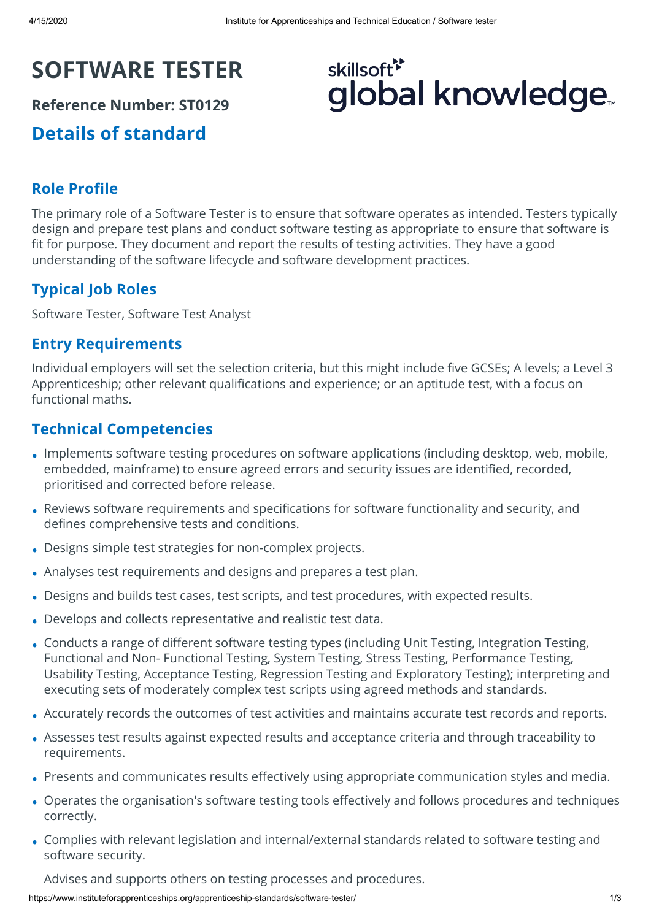# SOFTWARE TESTER

**Reference Number: ST0129**

## Details of standard

### Role Profile

The primary role of a Software Tester is to ensure that software operates as intended. Testers typically design and prepare test plans and conduct software testing as appropriate to ensure that software is fit for purpose. They document and report the results of testing activities. They have a good understanding of the software lifecycle and software development practices.

### Typical Job Roles

Software Tester, Software Test Analyst

### Entry Requirements

Individual employers will set the selection criteria, but this might include five GCSEs; A levels; a Level 3 Apprenticeship; other relevant qualifications and experience; or an aptitude test, with a focus on functional maths.

### Technical Competencies

- Implements software testing procedures on software applications (including desktop, web, mobile, embedded, mainframe) to ensure agreed errors and security issues are identified, recorded, prioritised and corrected before release.
- Reviews software requirements and specifications for software functionality and security, and defines comprehensive tests and conditions.
- Designs simple test strategies for non-complex projects.
- Analyses test requirements and designs and prepares a test plan.
- Designs and builds test cases, test scripts, and test procedures, with expected results.
- Develops and collects representative and realistic test data.
- Conducts a range of different software testing types (including Unit Testing, Integration Testing, Functional and Non- Functional Testing, System Testing, Stress Testing, Performance Testing, Usability Testing, Acceptance Testing, Regression Testing and Exploratory Testing); interpreting and executing sets of moderately complex test scripts using agreed methods and standards.
- Accurately records the outcomes of test activities and maintains accurate test records and reports.
- Assesses test results against expected results and acceptance criteria and through traceability to requirements.
- Presents and communicates results effectively using appropriate communication styles and media.
- Operates the organisation's software testing tools effectively and follows procedures and techniques correctly.
- Complies with relevant legislation and internal/external standards related to software testing and software security.
- Advises and supports others on testing processes and procedures.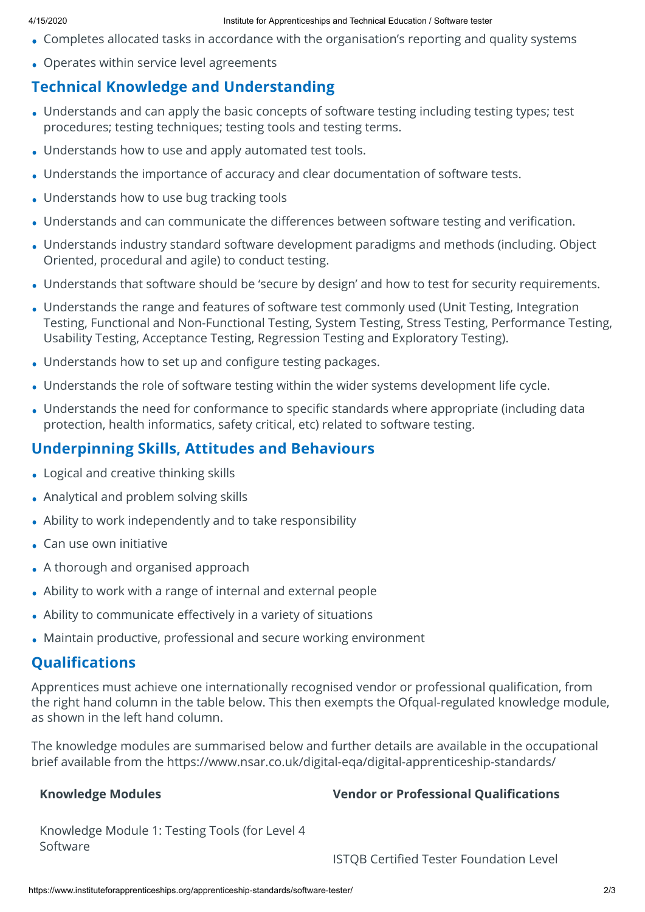- Completes allocated tasks in accordance with the organisation's reporting and quality systems
- Operates within service level agreements

## Technical Knowledge and Understanding

- Understands and can apply the basic concepts of software testing including testing types; test procedures; testing techniques; testing tools and testing terms.
- Understands how to use and apply automated test tools.
- Understands the importance of accuracy and clear documentation of software tests.
- Understands how to use bug tracking tools
- Understands and can communicate the differences between software testing and verification.
- Understands industry standard software development paradigms and methods (including. Object Oriented, procedural and agile) to conduct testing.
- Understands that software should be 'secure by design' and how to test for security requirements.
- Understands the range and features of software test commonly used (Unit Testing, Integration Testing, Functional and Non-Functional Testing, System Testing, Stress Testing, Performance Testing, Usability Testing, Acceptance Testing, Regression Testing and Exploratory Testing).
- Understands how to set up and configure testing packages.
- Understands the role of software testing within the wider systems development life cycle.
- Understands the need for conformance to specific standards where appropriate (including data protection, health informatics, safety critical, etc) related to software testing.

## Underpinning Skills, Attitudes and Behaviours

- Logical and creative thinking skills
- Analytical and problem solving skills
- Ability to work independently and to take responsibility
- Can use own initiative
- A thorough and organised approach
- Ability to work with a range of internal and external people
- Ability to communicate effectively in a variety of situations
- Maintain productive, professional and secure working environment

## Qualifications

Apprentices must achieve one internationally recognised vendor or professional qualification, from the right hand column in the table below. This then exempts the Ofqual-regulated knowledge module, as shown in the left hand column.

The knowledge modules are summarised below and further details are available in the occupational brief available from the https://www.nsar.co.uk/digital-eqa/digital-apprenticeship-standards/

| Knowledge Modules | Vendor or Professional Qualifications |
|---|---|
| Knowledge Module 1: Testing Tools (for Level 4 Software | ISTQB Certified Tester Foundation Level |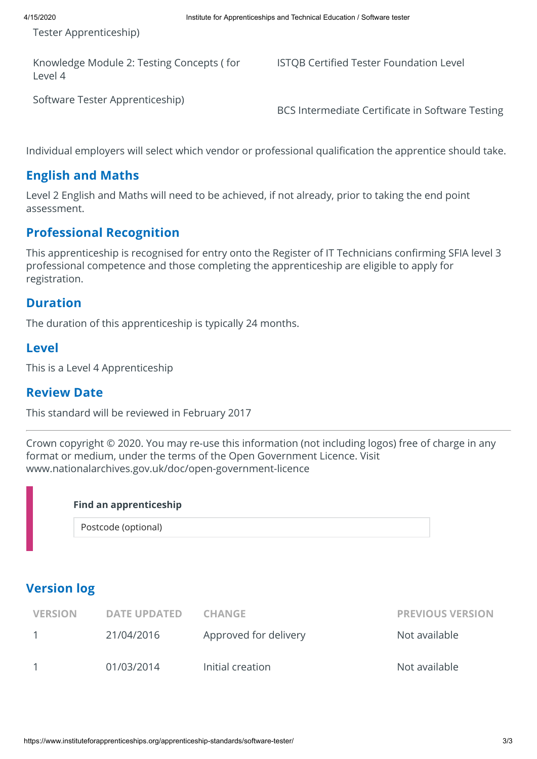| | |
|---|---|
| Tester Apprenticeship) | |
| Knowledge Module 2: Testing Concepts ( for Level 4 Software Tester Apprenticeship) | ISTQB Certified Tester Foundation Level<br>BCS Intermediate Certificate in Software Testing |

Individual employers will select which vendor or professional qualification the apprentice should take.

## English and Maths

Level 2 English and Maths will need to be achieved, if not already, prior to taking the end point assessment.

## Professional Recognition

This apprenticeship is recognised for entry onto the Register of IT Technicians confirming SFIA level 3 professional competence and those completing the apprenticeship are eligible to apply for registration.

## Duration

The duration of this apprenticeship is typically 24 months.

## Level

This is a Level 4 Apprenticeship

## Review Date

This standard will be reviewed in February 2017

---

Crown copyright © 2020. You may re-use this information (not including logos) free of charge in any format or medium, under the terms of the Open Government Licence. Visit www.nationalarchives.gov.uk/doc/open-government-licence

**Find an apprenticeship**

Postcode (optional)

## Version log

| VERSION | DATE UPDATED | CHANGE | PREVIOUS VERSION |
|---|---|---|---|
| 1 | 21/04/2016 | Approved for delivery | Not available |
| 1 | 01/03/2014 | Initial creation | Not available |